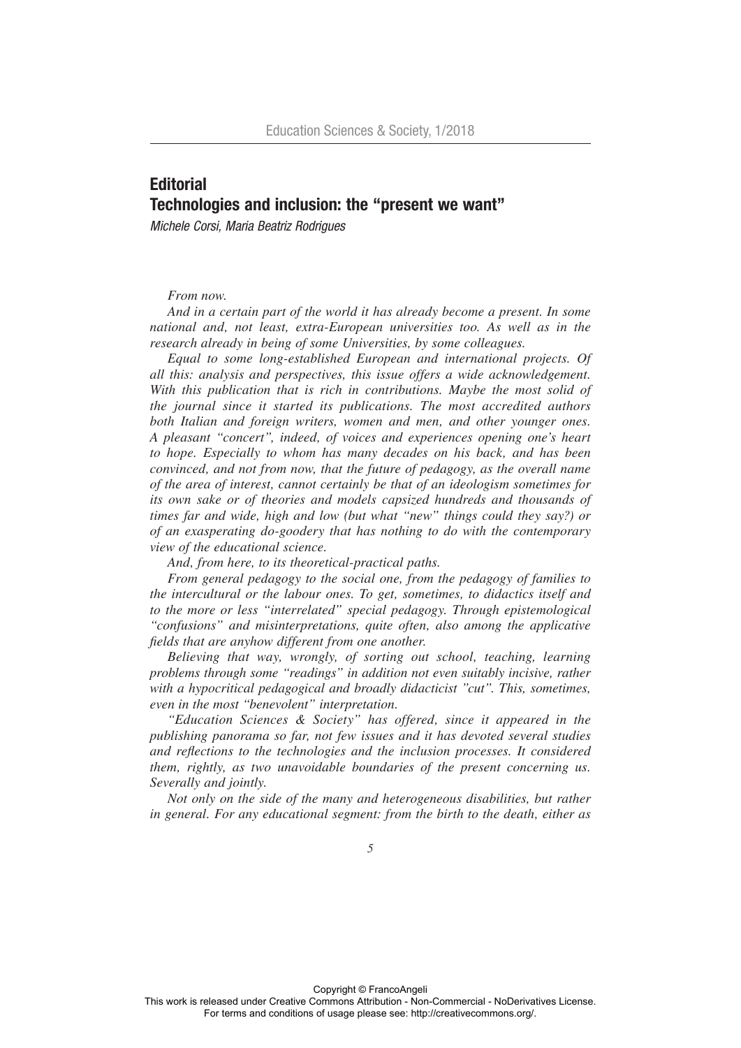# Editorial
# Technologies and inclusion: the "present we want"

*Michele Corsi, Maria Beatriz Rodrigues*

*From now.*

*And in a certain part of the world it has already become a present. In some national and, not least, extra-European universities too. As well as in the research already in being of some Universities, by some colleagues.*

*Equal to some long-established European and international projects. Of all this: analysis and perspectives, this issue offers a wide acknowledgement. With this publication that is rich in contributions. Maybe the most solid of the journal since it started its publications. The most accredited authors both Italian and foreign writers, women and men, and other younger ones. A pleasant "concert", indeed, of voices and experiences opening one's heart to hope. Especially to whom has many decades on his back, and has been convinced, and not from now, that the future of pedagogy, as the overall name of the area of interest, cannot certainly be that of an ideologism sometimes for its own sake or of theories and models capsized hundreds and thousands of times far and wide, high and low (but what "new" things could they say?) or of an exasperating do-goodery that has nothing to do with the contemporary view of the educational science.*

*And, from here, to its theoretical-practical paths.*

*From general pedagogy to the social one, from the pedagogy of families to the intercultural or the labour ones. To get, sometimes, to didactics itself and to the more or less "interrelated" special pedagogy. Through epistemological "confusions" and misinterpretations, quite often, also among the applicative fields that are anyhow different from one another.*

*Believing that way, wrongly, of sorting out school, teaching, learning problems through some "readings" in addition not even suitably incisive, rather with a hypocritical pedagogical and broadly didacticist "cut". This, sometimes, even in the most "benevolent" interpretation.*

*"Education Sciences & Society" has offered, since it appeared in the publishing panorama so far, not few issues and it has devoted several studies and reflections to the technologies and the inclusion processes. It considered them, rightly, as two unavoidable boundaries of the present concerning us. Severally and jointly.*

*Not only on the side of the many and heterogeneous disabilities, but rather in general. For any educational segment: from the birth to the death, either as*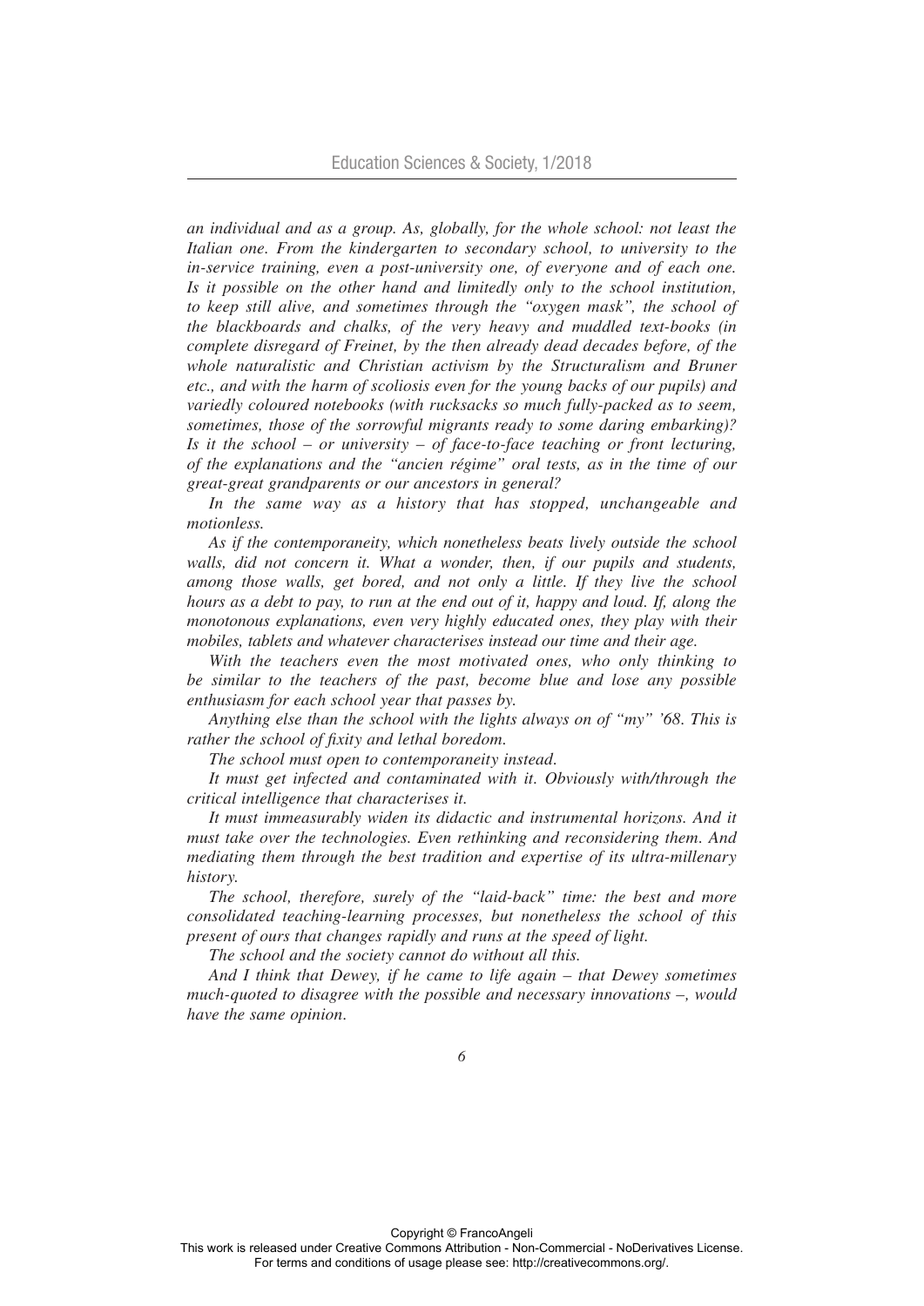*an individual and as a group. As, globally, for the whole school: not least the Italian one. From the kindergarten to secondary school, to university to the in-service training, even a post-university one, of everyone and of each one. Is it possible on the other hand and limitedly only to the school institution, to keep still alive, and sometimes through the "oxygen mask", the school of the blackboards and chalks, of the very heavy and muddled text-books (in complete disregard of Freinet, by the then already dead decades before, of the whole naturalistic and Christian activism by the Structuralism and Bruner etc., and with the harm of scoliosis even for the young backs of our pupils) and variedly coloured notebooks (with rucksacks so much fully-packed as to seem, sometimes, those of the sorrowful migrants ready to some daring embarking)? Is it the school – or university – of face-to-face teaching or front lecturing, of the explanations and the "ancien régime" oral tests, as in the time of our great-great grandparents or our ancestors in general?*

*In the same way as a history that has stopped, unchangeable and motionless.*

*As if the contemporaneity, which nonetheless beats lively outside the school walls, did not concern it. What a wonder, then, if our pupils and students, among those walls, get bored, and not only a little. If they live the school hours as a debt to pay, to run at the end out of it, happy and loud. If, along the monotonous explanations, even very highly educated ones, they play with their mobiles, tablets and whatever characterises instead our time and their age.*

*With the teachers even the most motivated ones, who only thinking to be similar to the teachers of the past, become blue and lose any possible enthusiasm for each school year that passes by.*

*Anything else than the school with the lights always on of "my" '68. This is rather the school of fixity and lethal boredom.*

*The school must open to contemporaneity instead.*

*It must get infected and contaminated with it. Obviously with/through the critical intelligence that characterises it.*

*It must immeasurably widen its didactic and instrumental horizons. And it must take over the technologies. Even rethinking and reconsidering them. And mediating them through the best tradition and expertise of its ultra-millenary history.*

*The school, therefore, surely of the "laid-back" time: the best and more consolidated teaching-learning processes, but nonetheless the school of this present of ours that changes rapidly and runs at the speed of light.*

*The school and the society cannot do without all this.*

*And I think that Dewey, if he came to life again – that Dewey sometimes much-quoted to disagree with the possible and necessary innovations –, would have the same opinion.*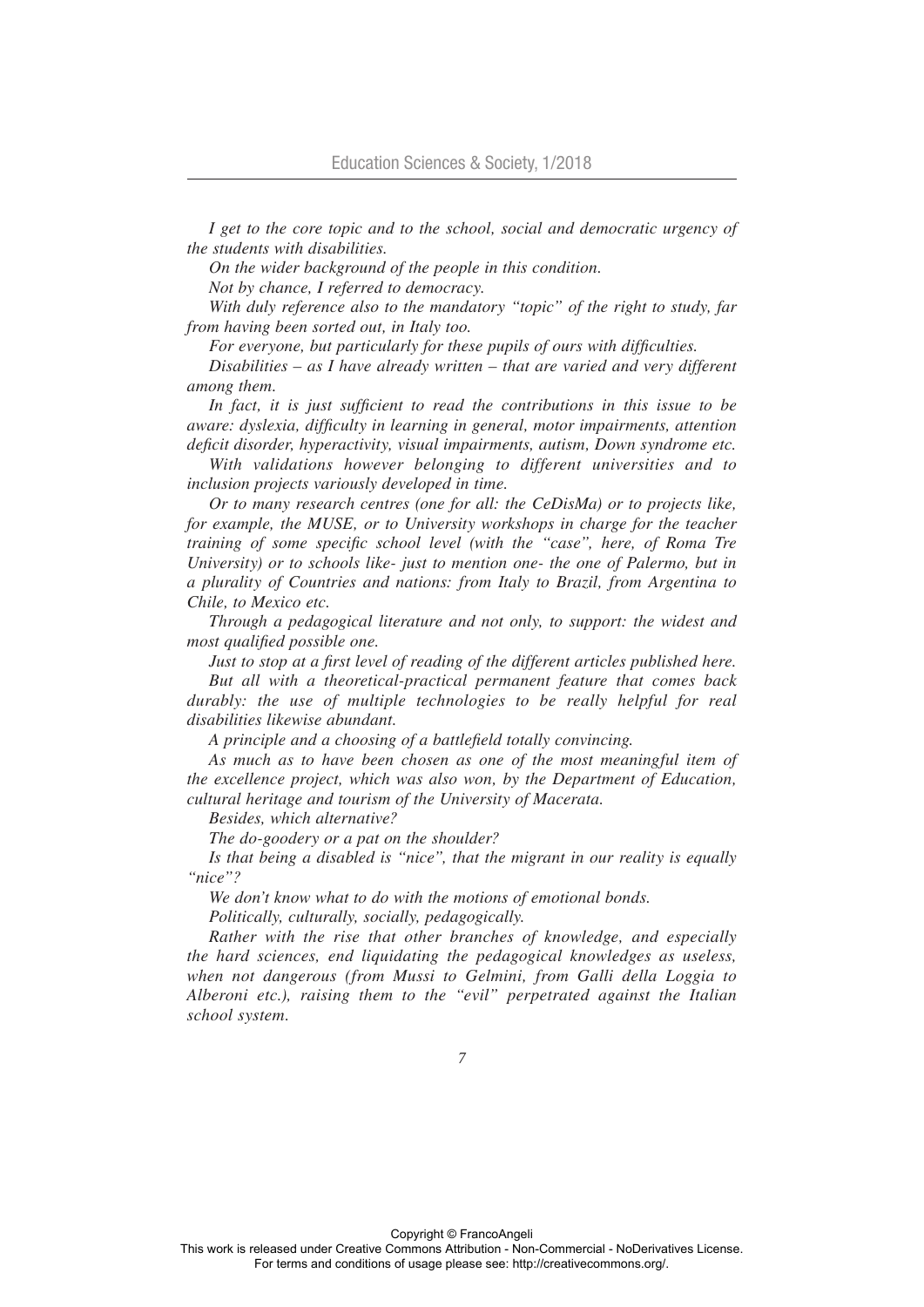*I get to the core topic and to the school, social and democratic urgency of the students with disabilities.*

*On the wider background of the people in this condition.*

*Not by chance, I referred to democracy.*

*With duly reference also to the mandatory "topic" of the right to study, far from having been sorted out, in Italy too.*

*For everyone, but particularly for these pupils of ours with difficulties.*

*Disabilities – as I have already written – that are varied and very different among them.*

*In fact, it is just sufficient to read the contributions in this issue to be aware: dyslexia, difficulty in learning in general, motor impairments, attention deficit disorder, hyperactivity, visual impairments, autism, Down syndrome etc.*

*With validations however belonging to different universities and to inclusion projects variously developed in time.*

*Or to many research centres (one for all: the CeDisMa) or to projects like, for example, the MUSE, or to University workshops in charge for the teacher training of some specific school level (with the "case", here, of Roma Tre University) or to schools like- just to mention one- the one of Palermo, but in a plurality of Countries and nations: from Italy to Brazil, from Argentina to Chile, to Mexico etc.*

*Through a pedagogical literature and not only, to support: the widest and most qualified possible one.*

*Just to stop at a first level of reading of the different articles published here.*

*But all with a theoretical-practical permanent feature that comes back durably: the use of multiple technologies to be really helpful for real disabilities likewise abundant.*

*A principle and a choosing of a battlefield totally convincing.*

*As much as to have been chosen as one of the most meaningful item of the excellence project, which was also won, by the Department of Education, cultural heritage and tourism of the University of Macerata.*

*Besides, which alternative?*

*The do-goodery or a pat on the shoulder?*

*Is that being a disabled is "nice", that the migrant in our reality is equally "nice"?*

*We don't know what to do with the motions of emotional bonds.*

*Politically, culturally, socially, pedagogically.*

*Rather with the rise that other branches of knowledge, and especially the hard sciences, end liquidating the pedagogical knowledges as useless, when not dangerous (from Mussi to Gelmini, from Galli della Loggia to Alberoni etc.), raising them to the "evil" perpetrated against the Italian school system.*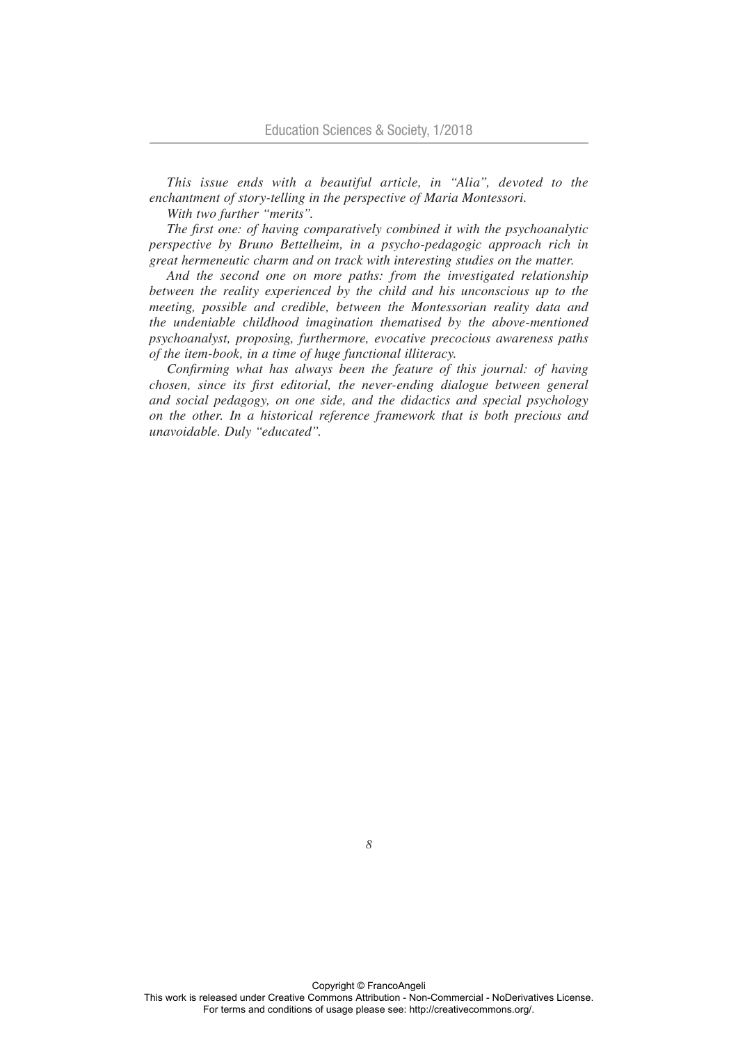*This issue ends with a beautiful article, in "Alia", devoted to the enchantment of story-telling in the perspective of Maria Montessori.*

*With two further "merits".*

*The first one: of having comparatively combined it with the psychoanalytic perspective by Bruno Bettelheim, in a psycho-pedagogic approach rich in great hermeneutic charm and on track with interesting studies on the matter.*

*And the second one on more paths: from the investigated relationship between the reality experienced by the child and his unconscious up to the meeting, possible and credible, between the Montessorian reality data and the undeniable childhood imagination thematised by the above-mentioned psychoanalyst, proposing, furthermore, evocative precocious awareness paths of the item-book, in a time of huge functional illiteracy.*

*Confirming what has always been the feature of this journal: of having chosen, since its first editorial, the never-ending dialogue between general and social pedagogy, on one side, and the didactics and special psychology on the other. In a historical reference framework that is both precious and unavoidable. Duly "educated".*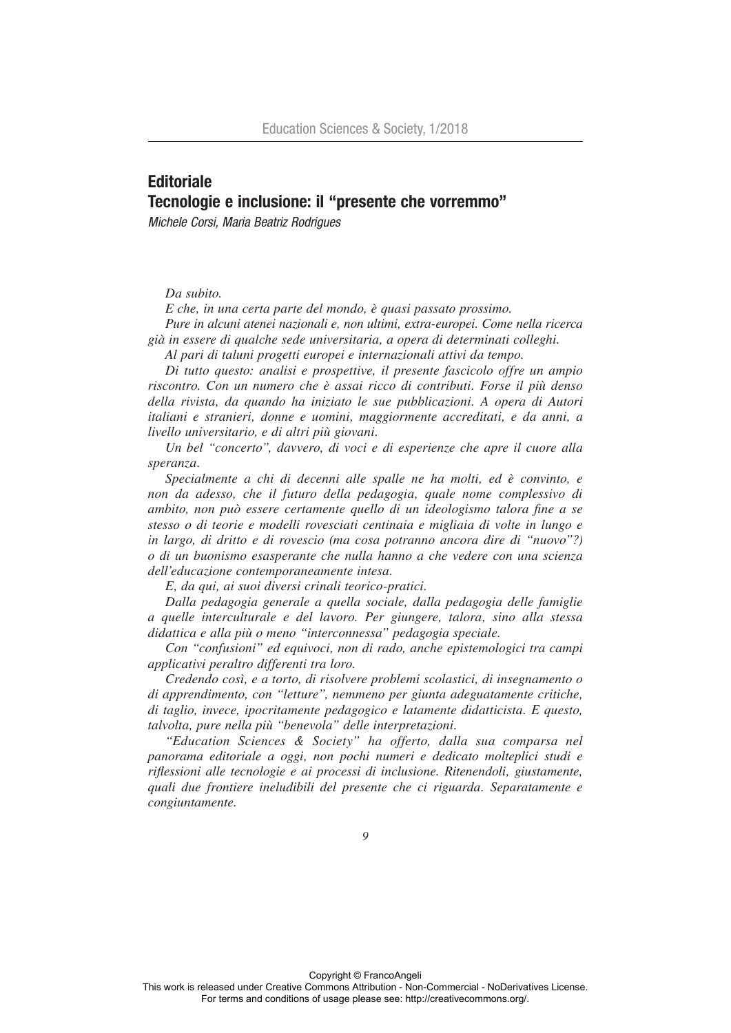## Editoriale
## Tecnologie e inclusione: il "presente che vorremmo"

*Michele Corsi, Maria Beatriz Rodrigues*

*Da subito.*

*E che, in una certa parte del mondo, è quasi passato prossimo.*

*Pure in alcuni atenei nazionali e, non ultimi, extra-europei. Come nella ricerca già in essere di qualche sede universitaria, a opera di determinati colleghi.*

*Al pari di taluni progetti europei e internazionali attivi da tempo.*

*Di tutto questo: analisi e prospettive, il presente fascicolo offre un ampio riscontro. Con un numero che è assai ricco di contributi. Forse il più denso della rivista, da quando ha iniziato le sue pubblicazioni. A opera di Autori italiani e stranieri, donne e uomini, maggiormente accreditati, e da anni, a livello universitario, e di altri più giovani.*

*Un bel "concerto", davvero, di voci e di esperienze che apre il cuore alla speranza.*

*Specialmente a chi di decenni alle spalle ne ha molti, ed è convinto, e non da adesso, che il futuro della pedagogia, quale nome complessivo di ambito, non può essere certamente quello di un ideologismo talora fine a se stesso o di teorie e modelli rovesciati centinaia e migliaia di volte in lungo e in largo, di dritto e di rovescio (ma cosa potranno ancora dire di "nuovo"?) o di un buonismo esasperante che nulla hanno a che vedere con una scienza dell'educazione contemporaneamente intesa.*

*E, da qui, ai suoi diversi crinali teorico-pratici.*

*Dalla pedagogia generale a quella sociale, dalla pedagogia delle famiglie a quelle interculturale e del lavoro. Per giungere, talora, sino alla stessa didattica e alla più o meno "interconnessa" pedagogia speciale.*

*Con "confusioni" ed equivoci, non di rado, anche epistemologici tra campi applicativi peraltro differenti tra loro.*

*Credendo così, e a torto, di risolvere problemi scolastici, di insegnamento o di apprendimento, con "letture", nemmeno per giunta adeguatamente critiche, di taglio, invece, ipocritamente pedagogico e latamente didatticista. E questo, talvolta, pure nella più "benevola" delle interpretazioni.*

*"Education Sciences & Society" ha offerto, dalla sua comparsa nel panorama editoriale a oggi, non pochi numeri e dedicato molteplici studi e riflessioni alle tecnologie e ai processi di inclusione. Ritenendoli, giustamente, quali due frontiere ineludibili del presente che ci riguarda. Separatamente e congiuntamente.*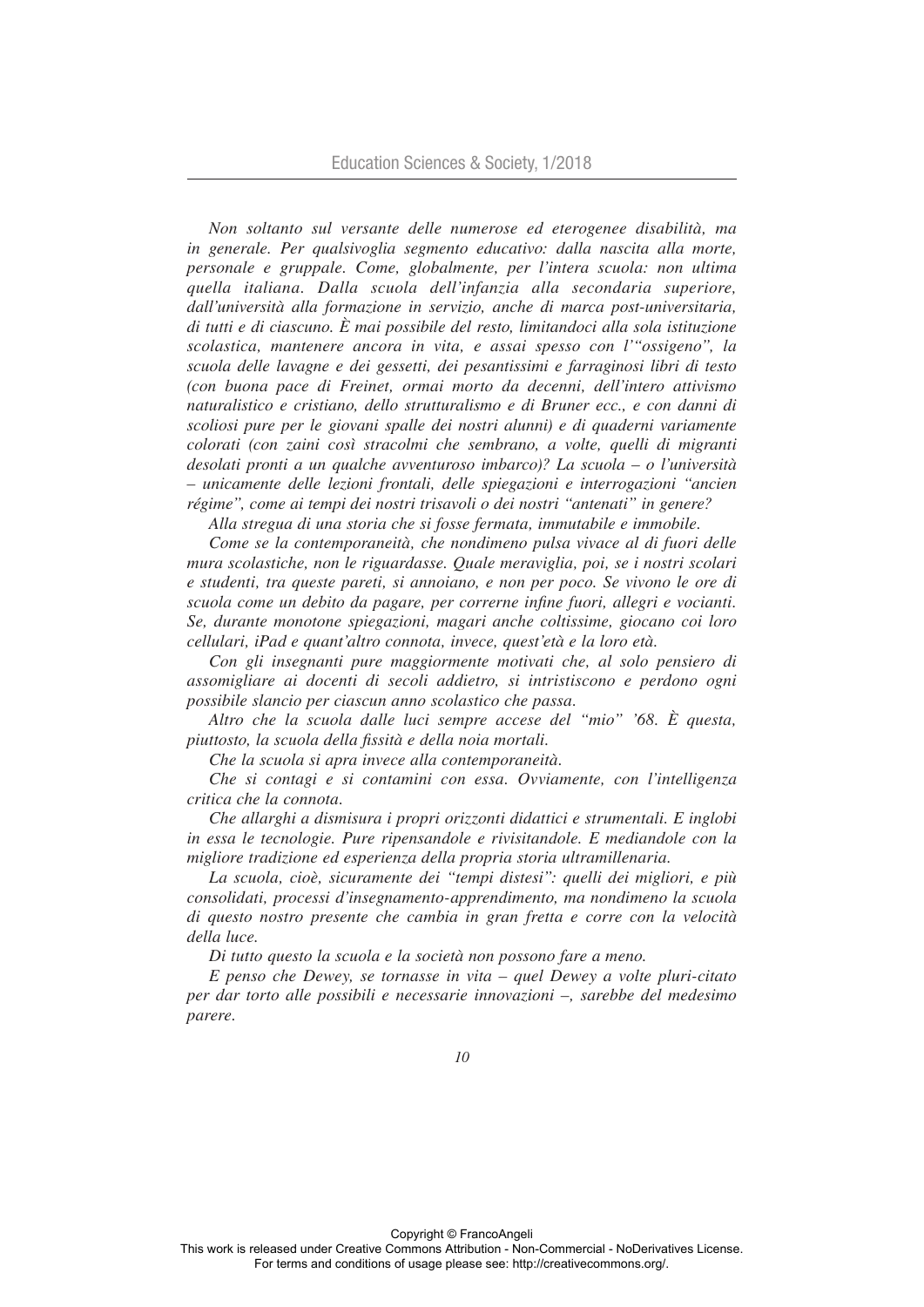*Non soltanto sul versante delle numerose ed eterogenee disabilità, ma in generale. Per qualsivoglia segmento educativo: dalla nascita alla morte, personale e gruppale. Come, globalmente, per l'intera scuola: non ultima quella italiana. Dalla scuola dell'infanzia alla secondaria superiore, dall'università alla formazione in servizio, anche di marca post-universitaria, di tutti e di ciascuno. È mai possibile del resto, limitandoci alla sola istituzione scolastica, mantenere ancora in vita, e assai spesso con l'"ossigeno", la scuola delle lavagne e dei gessetti, dei pesantissimi e farraginosi libri di testo (con buona pace di Freinet, ormai morto da decenni, dell'intero attivismo naturalistico e cristiano, dello strutturalismo e di Bruner ecc., e con danni di scoliosi pure per le giovani spalle dei nostri alunni) e di quaderni variamente colorati (con zaini così stracolmi che sembrano, a volte, quelli di migranti desolati pronti a un qualche avventuroso imbarco)? La scuola – o l'università – unicamente delle lezioni frontali, delle spiegazioni e interrogazioni "ancien régime", come ai tempi dei nostri trisavoli o dei nostri "antenati" in genere?*

*Alla stregua di una storia che si fosse fermata, immutabile e immobile.*

*Come se la contemporaneità, che nondimeno pulsa vivace al di fuori delle mura scolastiche, non le riguardasse. Quale meraviglia, poi, se i nostri scolari e studenti, tra queste pareti, si annoiano, e non per poco. Se vivono le ore di scuola come un debito da pagare, per correrne infine fuori, allegri e vocianti. Se, durante monotone spiegazioni, magari anche coltissime, giocano coi loro cellulari, iPad e quant'altro connota, invece, quest'età e la loro età.*

*Con gli insegnanti pure maggiormente motivati che, al solo pensiero di assomigliare ai docenti di secoli addietro, si intristiscono e perdono ogni possibile slancio per ciascun anno scolastico che passa.*

*Altro che la scuola dalle luci sempre accese del "mio" '68. È questa, piuttosto, la scuola della fissità e della noia mortali.*

*Che la scuola si apra invece alla contemporaneità.*

*Che si contagi e si contamini con essa. Ovviamente, con l'intelligenza critica che la connota.*

*Che allarghi a dismisura i propri orizzonti didattici e strumentali. E inglobi in essa le tecnologie. Pure ripensandole e rivisitandole. E mediandole con la migliore tradizione ed esperienza della propria storia ultramillenaria.*

*La scuola, cioè, sicuramente dei "tempi distesi": quelli dei migliori, e più consolidati, processi d'insegnamento-apprendimento, ma nondimeno la scuola di questo nostro presente che cambia in gran fretta e corre con la velocità della luce.*

*Di tutto questo la scuola e la società non possono fare a meno.*

*E penso che Dewey, se tornasse in vita – quel Dewey a volte pluri-citato per dar torto alle possibili e necessarie innovazioni –, sarebbe del medesimo parere.*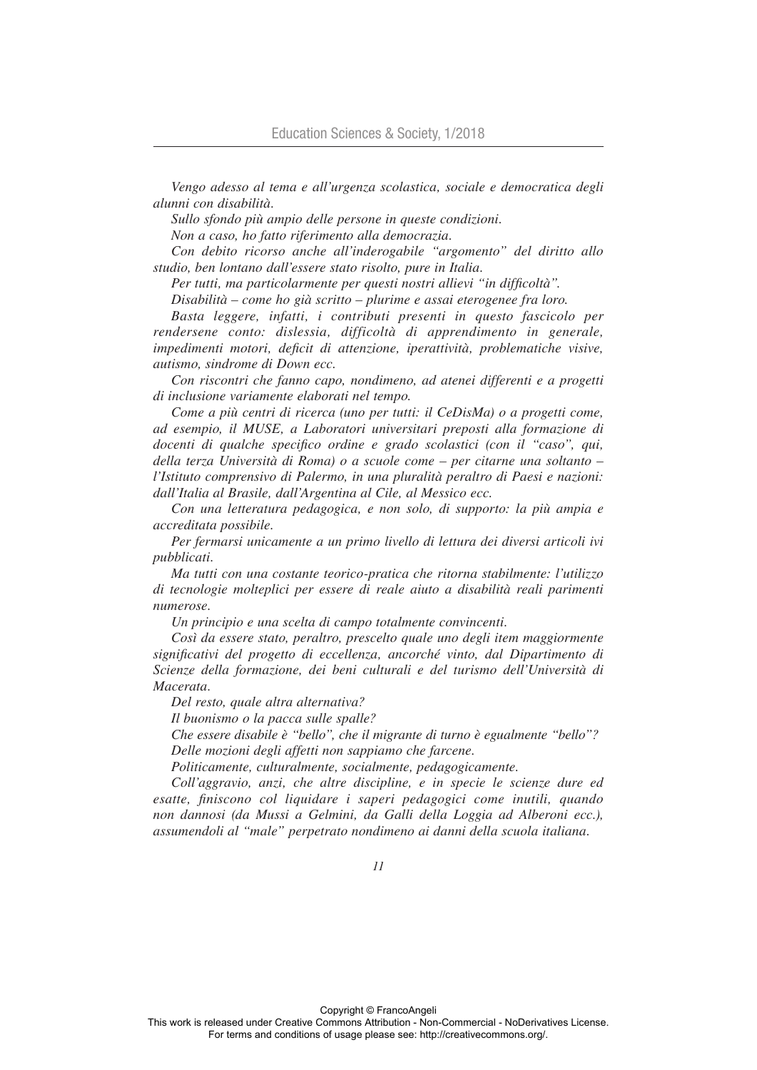*Vengo adesso al tema e all'urgenza scolastica, sociale e democratica degli alunni con disabilità.*

*Sullo sfondo più ampio delle persone in queste condizioni.*

*Non a caso, ho fatto riferimento alla democrazia.*

*Con debito ricorso anche all'inderogabile "argomento" del diritto allo studio, ben lontano dall'essere stato risolto, pure in Italia.*

*Per tutti, ma particolarmente per questi nostri allievi "in difficoltà".*

*Disabilità – come ho già scritto – plurime e assai eterogenee fra loro.*

*Basta leggere, infatti, i contributi presenti in questo fascicolo per rendersene conto: dislessia, difficoltà di apprendimento in generale, impedimenti motori, deficit di attenzione, iperattività, problematiche visive, autismo, sindrome di Down ecc.*

*Con riscontri che fanno capo, nondimeno, ad atenei differenti e a progetti di inclusione variamente elaborati nel tempo.*

*Come a più centri di ricerca (uno per tutti: il CeDisMa) o a progetti come, ad esempio, il MUSE, a Laboratori universitari preposti alla formazione di docenti di qualche specifico ordine e grado scolastici (con il "caso", qui, della terza Università di Roma) o a scuole come – per citarne una soltanto – l'Istituto comprensivo di Palermo, in una pluralità peraltro di Paesi e nazioni: dall'Italia al Brasile, dall'Argentina al Cile, al Messico ecc.*

*Con una letteratura pedagogica, e non solo, di supporto: la più ampia e accreditata possibile.*

*Per fermarsi unicamente a un primo livello di lettura dei diversi articoli ivi pubblicati.*

*Ma tutti con una costante teorico-pratica che ritorna stabilmente: l'utilizzo di tecnologie molteplici per essere di reale aiuto a disabilità reali parimenti numerose.*

*Un principio e una scelta di campo totalmente convincenti.*

*Così da essere stato, peraltro, prescelto quale uno degli item maggiormente significativi del progetto di eccellenza, ancorché vinto, dal Dipartimento di Scienze della formazione, dei beni culturali e del turismo dell'Università di Macerata.*

*Del resto, quale altra alternativa?*

*Il buonismo o la pacca sulle spalle?*

*Che essere disabile è "bello", che il migrante di turno è egualmente "bello"?*

*Delle mozioni degli affetti non sappiamo che farcene.*

*Politicamente, culturalmente, socialmente, pedagogicamente.*

*Coll'aggravio, anzi, che altre discipline, e in specie le scienze dure ed esatte, finiscono col liquidare i saperi pedagogici come inutili, quando non dannosi (da Mussi a Gelmini, da Galli della Loggia ad Alberoni ecc.), assumendoli al "male" perpetrato nondimeno ai danni della scuola italiana.*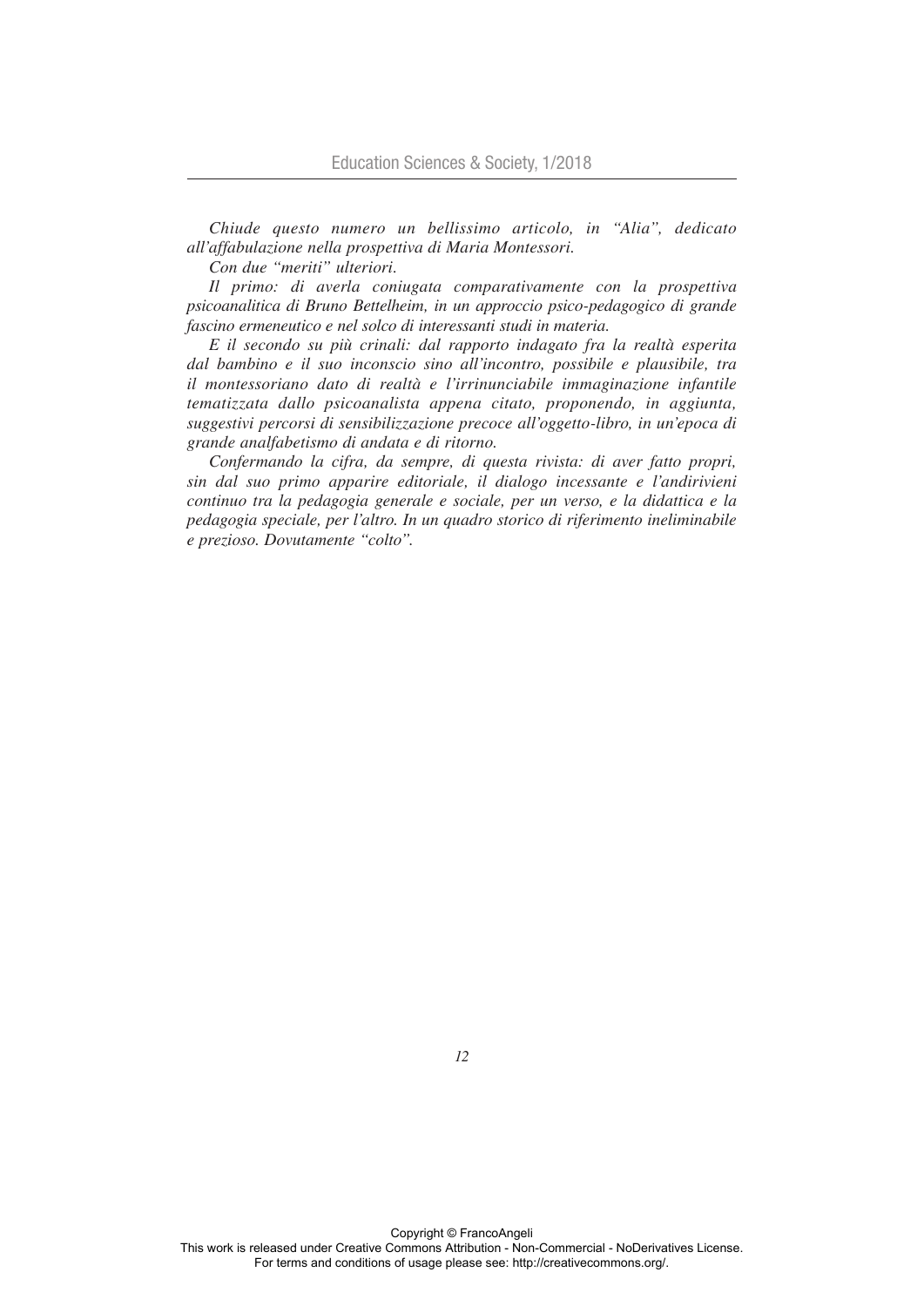*Chiude questo numero un bellissimo articolo, in "Alia", dedicato all'affabulazione nella prospettiva di Maria Montessori.*

*Con due "meriti" ulteriori.*

*Il primo: di averla coniugata comparativamente con la prospettiva psicoanalitica di Bruno Bettelheim, in un approccio psico-pedagogico di grande fascino ermeneutico e nel solco di interessanti studi in materia.*

*E il secondo su più crinali: dal rapporto indagato fra la realtà esperita dal bambino e il suo inconscio sino all'incontro, possibile e plausibile, tra il montessoriano dato di realtà e l'irrinunciabile immaginazione infantile tematizzata dallo psicoanalista appena citato, proponendo, in aggiunta, suggestivi percorsi di sensibilizzazione precoce all'oggetto-libro, in un'epoca di grande analfabetismo di andata e di ritorno.*

*Confermando la cifra, da sempre, di questa rivista: di aver fatto propri, sin dal suo primo apparire editoriale, il dialogo incessante e l'andirivieni continuo tra la pedagogia generale e sociale, per un verso, e la didattica e la pedagogia speciale, per l'altro. In un quadro storico di riferimento ineliminabile e prezioso. Dovutamente "colto".*